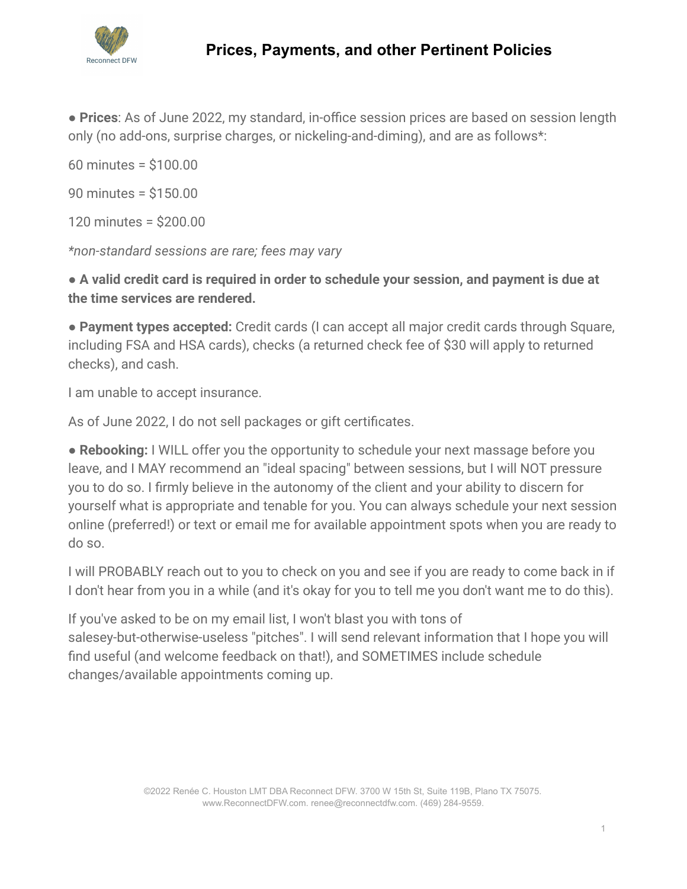# Prices, Payments, and other Pertinent Policies

● **Prices**: As of June 2022, my standard, in-office session prices are based on session length only (no add-ons, surprise charges, or nickeling-and-diming), and are as follows*:

60 minutes = $100.00

90 minutes = $150.00

120 minutes = $200.00

*\*non-standard sessions are rare; fees may vary*

**● A valid credit card is required in order to schedule your session, and payment is due at the time services are rendered.**

● **Payment types accepted:** Credit cards (I can accept all major credit cards through Square, including FSA and HSA cards), checks (a returned check fee of $30 will apply to returned checks), and cash.

I am unable to accept insurance.

As of June 2022, I do not sell packages or gift certificates.

● **Rebooking:** I WILL offer you the opportunity to schedule your next massage before you leave, and I MAY recommend an "ideal spacing" between sessions, but I will NOT pressure you to do so. I firmly believe in the autonomy of the client and your ability to discern for yourself what is appropriate and tenable for you. You can always schedule your next session online (preferred!) or text or email me for available appointment spots when you are ready to do so.

I will PROBABLY reach out to you to check on you and see if you are ready to come back in if I don't hear from you in a while (and it's okay for you to tell me you don't want me to do this).

If you've asked to be on my email list, I won't blast you with tons of salesey-but-otherwise-useless "pitches". I will send relevant information that I hope you will find useful (and welcome feedback on that!), and SOMETIMES include schedule changes/available appointments coming up.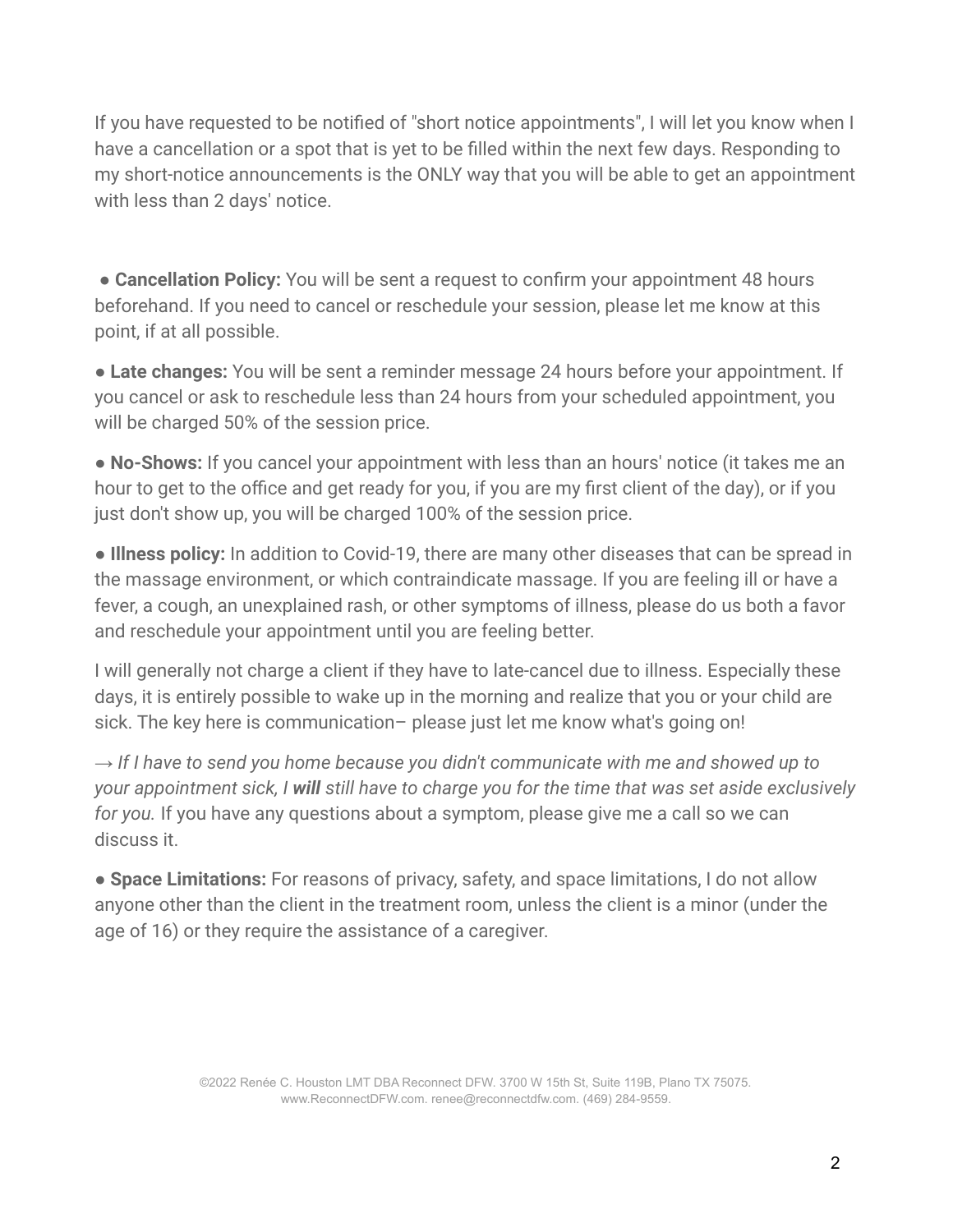If you have requested to be notified of "short notice appointments", I will let you know when I have a cancellation or a spot that is yet to be filled within the next few days. Responding to my short-notice announcements is the ONLY way that you will be able to get an appointment with less than 2 days' notice.

- **Cancellation Policy:** You will be sent a request to confirm your appointment 48 hours beforehand. If you need to cancel or reschedule your session, please let me know at this point, if at all possible.
- **Late changes:** You will be sent a reminder message 24 hours before your appointment. If you cancel or ask to reschedule less than 24 hours from your scheduled appointment, you will be charged 50% of the session price.
- **No-Shows:** If you cancel your appointment with less than an hours' notice (it takes me an hour to get to the office and get ready for you, if you are my first client of the day), or if you just don't show up, you will be charged 100% of the session price.
- **Illness policy:** In addition to Covid-19, there are many other diseases that can be spread in the massage environment, or which contraindicate massage. If you are feeling ill or have a fever, a cough, an unexplained rash, or other symptoms of illness, please do us both a favor and reschedule your appointment until you are feeling better.

I will generally not charge a client if they have to late-cancel due to illness. Especially these days, it is entirely possible to wake up in the morning and realize that you or your child are sick. The key here is communication– please just let me know what's going on!

→ *If I have to send you home because you didn't communicate with me and showed up to your appointment sick, I **will** still have to charge you for the time that was set aside exclusively for you.* If you have any questions about a symptom, please give me a call so we can discuss it.

- **Space Limitations:** For reasons of privacy, safety, and space limitations, I do not allow anyone other than the client in the treatment room, unless the client is a minor (under the age of 16) or they require the assistance of a caregiver.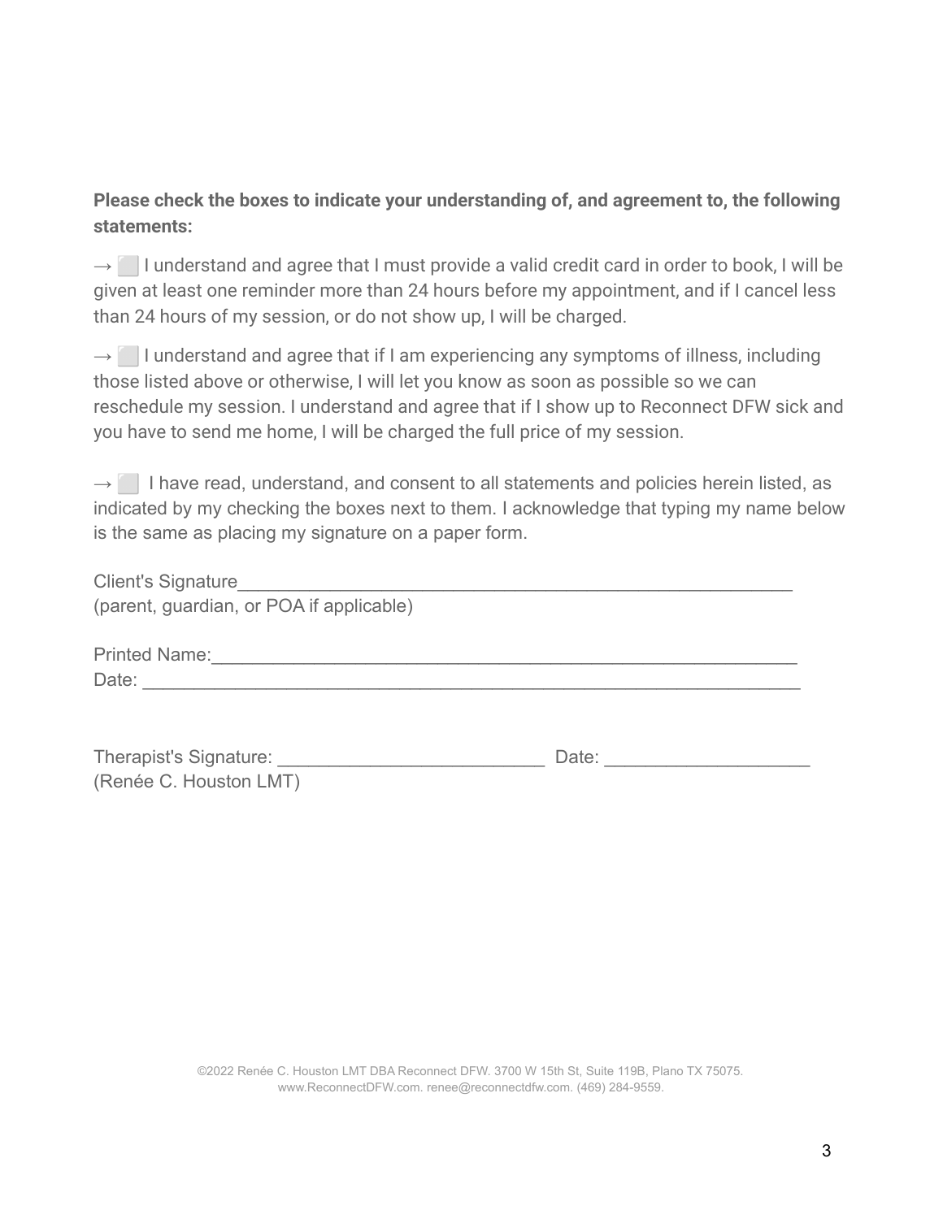**Please check the boxes to indicate your understanding of, and agreement to, the following statements:**

→ ⬜ I understand and agree that I must provide a valid credit card in order to book, I will be given at least one reminder more than 24 hours before my appointment, and if I cancel less than 24 hours of my session, or do not show up, I will be charged.

→ ⬜ I understand and agree that if I am experiencing any symptoms of illness, including those listed above or otherwise, I will let you know as soon as possible so we can reschedule my session. I understand and agree that if I show up to Reconnect DFW sick and you have to send me home, I will be charged the full price of my session.

→ ⬜ I have read, understand, and consent to all statements and policies herein listed, as indicated by my checking the boxes next to them. I acknowledge that typing my name below is the same as placing my signature on a paper form.

Client's Signature_______________________________________________________
(parent, guardian, or POA if applicable)

Printed Name:__________________________________________________________
Date: _________________________________________________________________

Therapist's Signature: __________________________ Date: ____________________
(Renée C. Houston LMT)

©2022 Renée C. Houston LMT DBA Reconnect DFW. 3700 W 15th St, Suite 119B, Plano TX 75075.
www.ReconnectDFW.com. renee@reconnectdfw.com. (469) 284-9559.